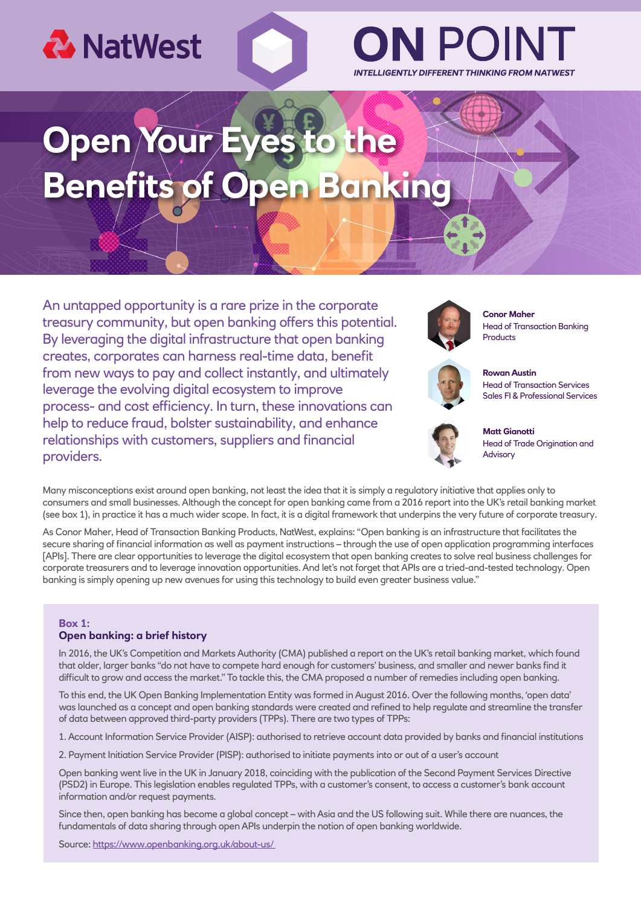NatWest

# ON POINT

*INTELLIGENTLY DIFFERENT THINKING FROM NATWEST*

# Open Your Eyes to the Benefits of Open Banking

An untapped opportunity is a rare prize in the corporate treasury community, but open banking offers this potential. By leveraging the digital infrastructure that open banking creates, corporates can harness real-time data, benefit from new ways to pay and collect instantly, and ultimately leverage the evolving digital ecosystem to improve process- and cost efficiency. In turn, these innovations can help to reduce fraud, bolster sustainability, and enhance relationships with customers, suppliers and financial providers.

**Conor Maher**
Head of Transaction Banking Products

**Rowan Austin**
Head of Transaction Services Sales FI & Professional Services

**Matt Gianotti**
Head of Trade Origination and Advisory

Many misconceptions exist around open banking, not least the idea that it is simply a regulatory initiative that applies only to consumers and small businesses. Although the concept for open banking came from a 2016 report into the UK's retail banking market (see box 1), in practice it has a much wider scope. In fact, it is a digital framework that underpins the very future of corporate treasury.

As Conor Maher, Head of Transaction Banking Products, NatWest, explains: "Open banking is an infrastructure that facilitates the secure sharing of financial information as well as payment instructions – through the use of open application programming interfaces [APIs]. There are clear opportunities to leverage the digital ecosystem that open banking creates to solve real business challenges for corporate treasurers and to leverage innovation opportunities. And let's not forget that APIs are a tried-and-tested technology. Open banking is simply opening up new avenues for using this technology to build even greater business value."

### Box 1: Open banking: a brief history

In 2016, the UK's Competition and Markets Authority (CMA) published a report on the UK's retail banking market, which found that older, larger banks "do not have to compete hard enough for customers' business, and smaller and newer banks find it difficult to grow and access the market." To tackle this, the CMA proposed a number of remedies including open banking.

To this end, the UK Open Banking Implementation Entity was formed in August 2016. Over the following months, 'open data' was launched as a concept and open banking standards were created and refined to help regulate and streamline the transfer of data between approved third-party providers (TPPs). There are two types of TPPs:

1. Account Information Service Provider (AISP): authorised to retrieve account data provided by banks and financial institutions
2. Payment Initiation Service Provider (PISP): authorised to initiate payments into or out of a user's account

Open banking went live in the UK in January 2018, coinciding with the publication of the Second Payment Services Directive (PSD2) in Europe. This legislation enables regulated TPPs, with a customer's consent, to access a customer's bank account information and/or request payments.

Since then, open banking has become a global concept – with Asia and the US following suit. While there are nuances, the fundamentals of data sharing through open APIs underpin the notion of open banking worldwide.

Source: https://www.openbanking.org.uk/about-us/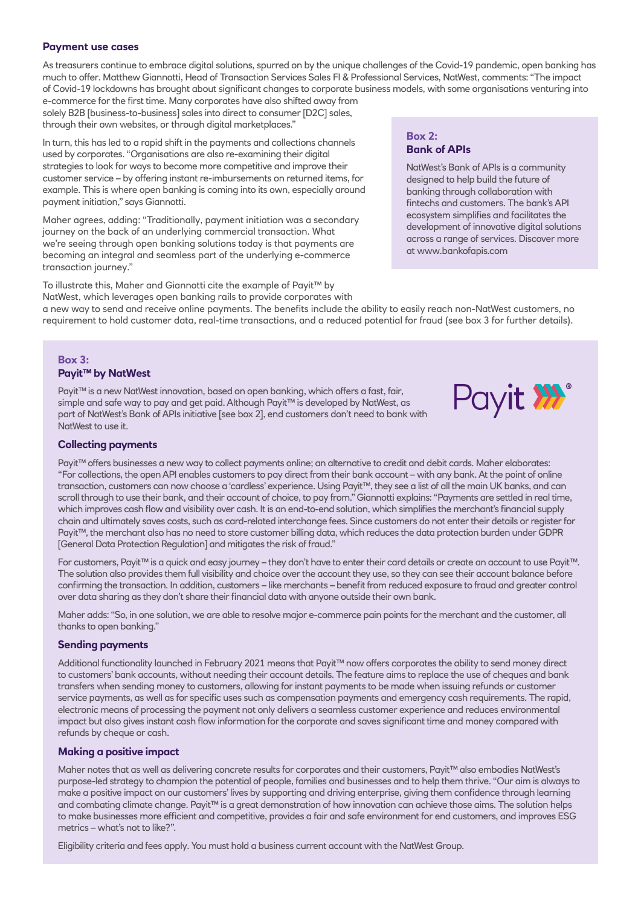## Payment use cases

As treasurers continue to embrace digital solutions, spurred on by the unique challenges of the Covid-19 pandemic, open banking has much to offer. Matthew Giannotti, Head of Transaction Services Sales FI & Professional Services, NatWest, comments: "The impact of Covid-19 lockdowns has brought about significant changes to corporate business models, with some organisations venturing into e-commerce for the first time. Many corporates have also shifted away from solely B2B [business-to-business] sales into direct to consumer [D2C] sales, through their own websites, or through digital marketplaces."

In turn, this has led to a rapid shift in the payments and collections channels used by corporates. "Organisations are also re-examining their digital strategies to look for ways to become more competitive and improve their customer service – by offering instant re-imbursements on returned items, for example. This is where open banking is coming into its own, especially around payment initiation," says Giannotti.

Maher agrees, adding: "Traditionally, payment initiation was a secondary journey on the back of an underlying commercial transaction. What we're seeing through open banking solutions today is that payments are becoming an integral and seamless part of the underlying e-commerce transaction journey."

To illustrate this, Maher and Giannotti cite the example of Payit™ by NatWest, which leverages open banking rails to provide corporates with a new way to send and receive online payments. The benefits include the ability to easily reach non-NatWest customers, no requirement to hold customer data, real-time transactions, and a reduced potential for fraud (see box 3 for further details).

### Box 2: Bank of APIs

NatWest's Bank of APIs is a community designed to help build the future of banking through collaboration with fintechs and customers. The bank's API ecosystem simplifies and facilitates the development of innovative digital solutions across a range of services. Discover more at www.bankofapis.com

### Box 3: Payit™ by NatWest

Payit™ is a new NatWest innovation, based on open banking, which offers a fast, fair, simple and safe way to pay and get paid. Although Payit™ is developed by NatWest, as part of NatWest's Bank of APIs initiative [see box 2], end customers don't need to bank with NatWest to use it.

#### Collecting payments

Payit™ offers businesses a new way to collect payments online; an alternative to credit and debit cards. Maher elaborates: "For collections, the open API enables customers to pay direct from their bank account – with any bank. At the point of online transaction, customers can now choose a 'cardless' experience. Using Payit™, they see a list of all the main UK banks, and can scroll through to use their bank, and their account of choice, to pay from." Giannotti explains: "Payments are settled in real time, which improves cash flow and visibility over cash. It is an end-to-end solution, which simplifies the merchant's financial supply chain and ultimately saves costs, such as card-related interchange fees. Since customers do not enter their details or register for Payit™, the merchant also has no need to store customer billing data, which reduces the data protection burden under GDPR [General Data Protection Regulation] and mitigates the risk of fraud."

For customers, Payit™ is a quick and easy journey – they don't have to enter their card details or create an account to use Payit™. The solution also provides them full visibility and choice over the account they use, so they can see their account balance before confirming the transaction. In addition, customers – like merchants – benefit from reduced exposure to fraud and greater control over data sharing as they don't share their financial data with anyone outside their own bank.

Maher adds: "So, in one solution, we are able to resolve major e-commerce pain points for the merchant and the customer, all thanks to open banking."

#### Sending payments

Additional functionality launched in February 2021 means that Payit™ now offers corporates the ability to send money direct to customers' bank accounts, without needing their account details. The feature aims to replace the use of cheques and bank transfers when sending money to customers, allowing for instant payments to be made when issuing refunds or customer service payments, as well as for specific uses such as compensation payments and emergency cash requirements. The rapid, electronic means of processing the payment not only delivers a seamless customer experience and reduces environmental impact but also gives instant cash flow information for the corporate and saves significant time and money compared with refunds by cheque or cash.

#### Making a positive impact

Maher notes that as well as delivering concrete results for corporates and their customers, Payit™ also embodies NatWest's purpose-led strategy to champion the potential of people, families and businesses and to help them thrive. "Our aim is always to make a positive impact on our customers' lives by supporting and driving enterprise, giving them confidence through learning and combating climate change. Payit™ is a great demonstration of how innovation can achieve those aims. The solution helps to make businesses more efficient and competitive, provides a fair and safe environment for end customers, and improves ESG metrics – what's not to like?".

Eligibility criteria and fees apply. You must hold a business current account with the NatWest Group.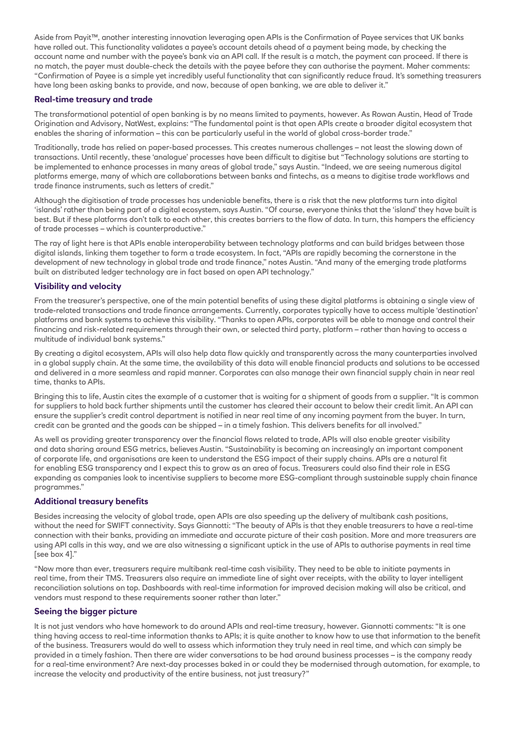Aside from Payit™, another interesting innovation leveraging open APIs is the Confirmation of Payee services that UK banks have rolled out. This functionality validates a payee's account details ahead of a payment being made, by checking the account name and number with the payee's bank via an API call. If the result is a match, the payment can proceed. If there is no match, the payer must double-check the details with the payee before they can authorise the payment. Maher comments: "Confirmation of Payee is a simple yet incredibly useful functionality that can significantly reduce fraud. It's something treasurers have long been asking banks to provide, and now, because of open banking, we are able to deliver it."

### Real-time treasury and trade

The transformational potential of open banking is by no means limited to payments, however. As Rowan Austin, Head of Trade Origination and Advisory, NatWest, explains: "The fundamental point is that open APIs create a broader digital ecosystem that enables the sharing of information – this can be particularly useful in the world of global cross-border trade."

Traditionally, trade has relied on paper-based processes. This creates numerous challenges – not least the slowing down of transactions. Until recently, these 'analogue' processes have been difficult to digitise but "Technology solutions are starting to be implemented to enhance processes in many areas of global trade," says Austin. "Indeed, we are seeing numerous digital platforms emerge, many of which are collaborations between banks and fintechs, as a means to digitise trade workflows and trade finance instruments, such as letters of credit."

Although the digitisation of trade processes has undeniable benefits, there is a risk that the new platforms turn into digital 'islands' rather than being part of a digital ecosystem, says Austin. "Of course, everyone thinks that the 'island' they have built is best. But if these platforms don't talk to each other, this creates barriers to the flow of data. In turn, this hampers the efficiency of trade processes – which is counterproductive."

The ray of light here is that APIs enable interoperability between technology platforms and can build bridges between those digital islands, linking them together to form a trade ecosystem. In fact, "APIs are rapidly becoming the cornerstone in the development of new technology in global trade and trade finance," notes Austin. "And many of the emerging trade platforms built on distributed ledger technology are in fact based on open API technology."

### Visibility and velocity

From the treasurer's perspective, one of the main potential benefits of using these digital platforms is obtaining a single view of trade-related transactions and trade finance arrangements. Currently, corporates typically have to access multiple 'destination' platforms and bank systems to achieve this visibility. "Thanks to open APIs, corporates will be able to manage and control their financing and risk-related requirements through their own, or selected third party, platform – rather than having to access a multitude of individual bank systems."

By creating a digital ecosystem, APIs will also help data flow quickly and transparently across the many counterparties involved in a global supply chain. At the same time, the availability of this data will enable financial products and solutions to be accessed and delivered in a more seamless and rapid manner. Corporates can also manage their own financial supply chain in near real time, thanks to APIs.

Bringing this to life, Austin cites the example of a customer that is waiting for a shipment of goods from a supplier. "It is common for suppliers to hold back further shipments until the customer has cleared their account to below their credit limit. An API can ensure the supplier's credit control department is notified in near real time of any incoming payment from the buyer. In turn, credit can be granted and the goods can be shipped – in a timely fashion. This delivers benefits for all involved."

As well as providing greater transparency over the financial flows related to trade, APIs will also enable greater visibility and data sharing around ESG metrics, believes Austin. "Sustainability is becoming an increasingly an important component of corporate life, and organisations are keen to understand the ESG impact of their supply chains. APIs are a natural fit for enabling ESG transparency and I expect this to grow as an area of focus. Treasurers could also find their role in ESG expanding as companies look to incentivise suppliers to become more ESG-compliant through sustainable supply chain finance programmes."

### Additional treasury benefits

Besides increasing the velocity of global trade, open APIs are also speeding up the delivery of multibank cash positions, without the need for SWIFT connectivity. Says Giannotti: "The beauty of APIs is that they enable treasurers to have a real-time connection with their banks, providing an immediate and accurate picture of their cash position. More and more treasurers are using API calls in this way, and we are also witnessing a significant uptick in the use of APIs to authorise payments in real time [see box 4]."

"Now more than ever, treasurers require multibank real-time cash visibility. They need to be able to initiate payments in real time, from their TMS. Treasurers also require an immediate line of sight over receipts, with the ability to layer intelligent reconciliation solutions on top. Dashboards with real-time information for improved decision making will also be critical, and vendors must respond to these requirements sooner rather than later."

### Seeing the bigger picture

It is not just vendors who have homework to do around APIs and real-time treasury, however. Giannotti comments: "It is one thing having access to real-time information thanks to APIs; it is quite another to know how to use that information to the benefit of the business. Treasurers would do well to assess which information they truly need in real time, and which can simply be provided in a timely fashion. Then there are wider conversations to be had around business processes – is the company ready for a real-time environment? Are next-day processes baked in or could they be modernised through automation, for example, to increase the velocity and productivity of the entire business, not just treasury?"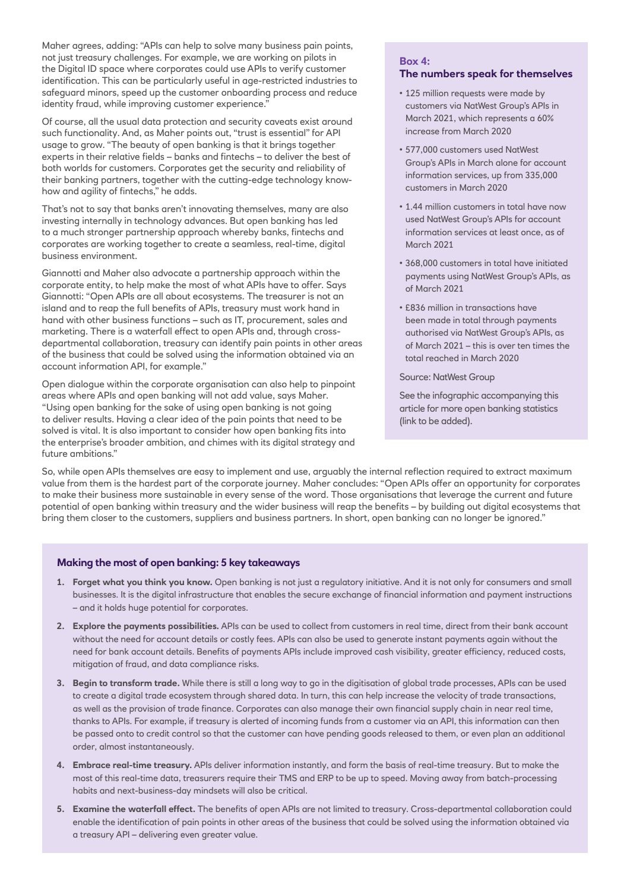Maher agrees, adding: "APIs can help to solve many business pain points, not just treasury challenges. For example, we are working on pilots in the Digital ID space where corporates could use APIs to verify customer identification. This can be particularly useful in age-restricted industries to safeguard minors, speed up the customer onboarding process and reduce identity fraud, while improving customer experience."

Of course, all the usual data protection and security caveats exist around such functionality. And, as Maher points out, "trust is essential" for API usage to grow. "The beauty of open banking is that it brings together experts in their relative fields – banks and fintechs – to deliver the best of both worlds for customers. Corporates get the security and reliability of their banking partners, together with the cutting-edge technology know-how and agility of fintechs," he adds.

That's not to say that banks aren't innovating themselves, many are also investing internally in technology advances. But open banking has led to a much stronger partnership approach whereby banks, fintechs and corporates are working together to create a seamless, real-time, digital business environment.

Giannotti and Maher also advocate a partnership approach within the corporate entity, to help make the most of what APIs have to offer. Says Giannotti: "Open APIs are all about ecosystems. The treasurer is not an island and to reap the full benefits of APIs, treasury must work hand in hand with other business functions – such as IT, procurement, sales and marketing. There is a waterfall effect to open APIs and, through cross-departmental collaboration, treasury can identify pain points in other areas of the business that could be solved using the information obtained via an account information API, for example."

Open dialogue within the corporate organisation can also help to pinpoint areas where APIs and open banking will not add value, says Maher. "Using open banking for the sake of using open banking is not going to deliver results. Having a clear idea of the pain points that need to be solved is vital. It is also important to consider how open banking fits into the enterprise's broader ambition, and chimes with its digital strategy and future ambitions."

### Box 4: The numbers speak for themselves

- 125 million requests were made by customers via NatWest Group's APIs in March 2021, which represents a 60% increase from March 2020
- 577,000 customers used NatWest Group's APIs in March alone for account information services, up from 335,000 customers in March 2020
- 1.44 million customers in total have now used NatWest Group's APIs for account information services at least once, as of March 2021
- 368,000 customers in total have initiated payments using NatWest Group's APIs, as of March 2021
- £836 million in transactions have been made in total through payments authorised via NatWest Group's APIs, as of March 2021 – this is over ten times the total reached in March 2020

Source: NatWest Group

See the infographic accompanying this article for more open banking statistics (link to be added).

So, while open APIs themselves are easy to implement and use, arguably the internal reflection required to extract maximum value from them is the hardest part of the corporate journey. Maher concludes: "Open APIs offer an opportunity for corporates to make their business more sustainable in every sense of the word. Those organisations that leverage the current and future potential of open banking within treasury and the wider business will reap the benefits – by building out digital ecosystems that bring them closer to the customers, suppliers and business partners. In short, open banking can no longer be ignored."

### Making the most of open banking: 5 key takeaways

1. **Forget what you think you know.** Open banking is not just a regulatory initiative. And it is not only for consumers and small businesses. It is the digital infrastructure that enables the secure exchange of financial information and payment instructions – and it holds huge potential for corporates.
2. **Explore the payments possibilities.** APIs can be used to collect from customers in real time, direct from their bank account without the need for account details or costly fees. APIs can also be used to generate instant payments again without the need for bank account details. Benefits of payments APIs include improved cash visibility, greater efficiency, reduced costs, mitigation of fraud, and data compliance risks.
3. **Begin to transform trade.** While there is still a long way to go in the digitisation of global trade processes, APIs can be used to create a digital trade ecosystem through shared data. In turn, this can help increase the velocity of trade transactions, as well as the provision of trade finance. Corporates can also manage their own financial supply chain in near real time, thanks to APIs. For example, if treasury is alerted of incoming funds from a customer via an API, this information can then be passed onto to credit control so that the customer can have pending goods released to them, or even plan an additional order, almost instantaneously.
4. **Embrace real-time treasury.** APIs deliver information instantly, and form the basis of real-time treasury. But to make the most of this real-time data, treasurers require their TMS and ERP to be up to speed. Moving away from batch-processing habits and next-business-day mindsets will also be critical.
5. **Examine the waterfall effect.** The benefits of open APIs are not limited to treasury. Cross-departmental collaboration could enable the identification of pain points in other areas of the business that could be solved using the information obtained via a treasury API – delivering even greater value.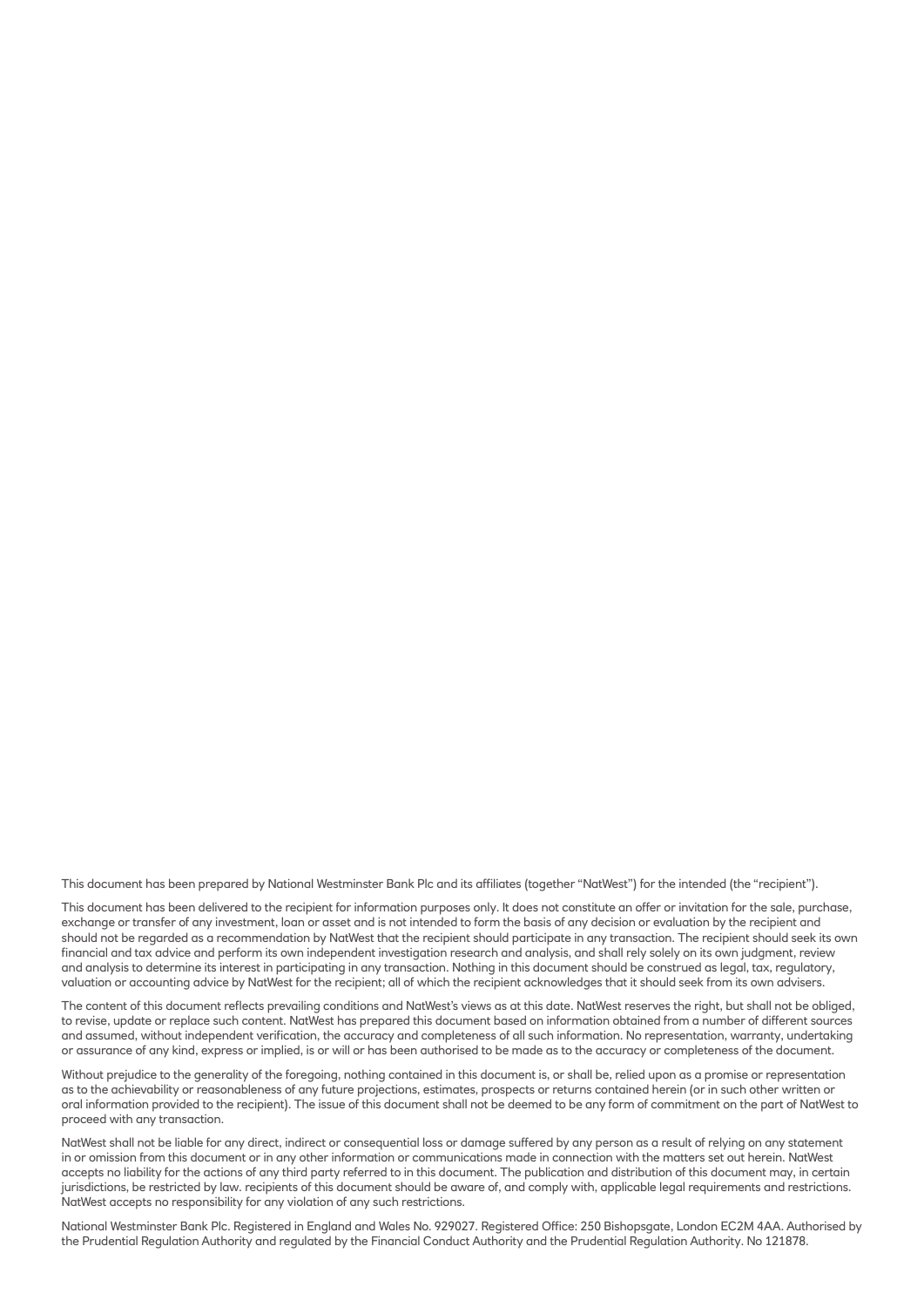This document has been prepared by National Westminster Bank Plc and its affiliates (together "NatWest") for the intended (the "recipient").

This document has been delivered to the recipient for information purposes only. It does not constitute an offer or invitation for the sale, purchase, exchange or transfer of any investment, loan or asset and is not intended to form the basis of any decision or evaluation by the recipient and should not be regarded as a recommendation by NatWest that the recipient should participate in any transaction. The recipient should seek its own financial and tax advice and perform its own independent investigation research and analysis, and shall rely solely on its own judgment, review and analysis to determine its interest in participating in any transaction. Nothing in this document should be construed as legal, tax, regulatory, valuation or accounting advice by NatWest for the recipient; all of which the recipient acknowledges that it should seek from its own advisers.

The content of this document reflects prevailing conditions and NatWest's views as at this date. NatWest reserves the right, but shall not be obliged, to revise, update or replace such content. NatWest has prepared this document based on information obtained from a number of different sources and assumed, without independent verification, the accuracy and completeness of all such information. No representation, warranty, undertaking or assurance of any kind, express or implied, is or will or has been authorised to be made as to the accuracy or completeness of the document.

Without prejudice to the generality of the foregoing, nothing contained in this document is, or shall be, relied upon as a promise or representation as to the achievability or reasonableness of any future projections, estimates, prospects or returns contained herein (or in such other written or oral information provided to the recipient). The issue of this document shall not be deemed to be any form of commitment on the part of NatWest to proceed with any transaction.

NatWest shall not be liable for any direct, indirect or consequential loss or damage suffered by any person as a result of relying on any statement in or omission from this document or in any other information or communications made in connection with the matters set out herein. NatWest accepts no liability for the actions of any third party referred to in this document. The publication and distribution of this document may, in certain jurisdictions, be restricted by law. recipients of this document should be aware of, and comply with, applicable legal requirements and restrictions. NatWest accepts no responsibility for any violation of any such restrictions.

National Westminster Bank Plc. Registered in England and Wales No. 929027. Registered Office: 250 Bishopsgate, London EC2M 4AA. Authorised by the Prudential Regulation Authority and regulated by the Financial Conduct Authority and the Prudential Regulation Authority. No 121878.